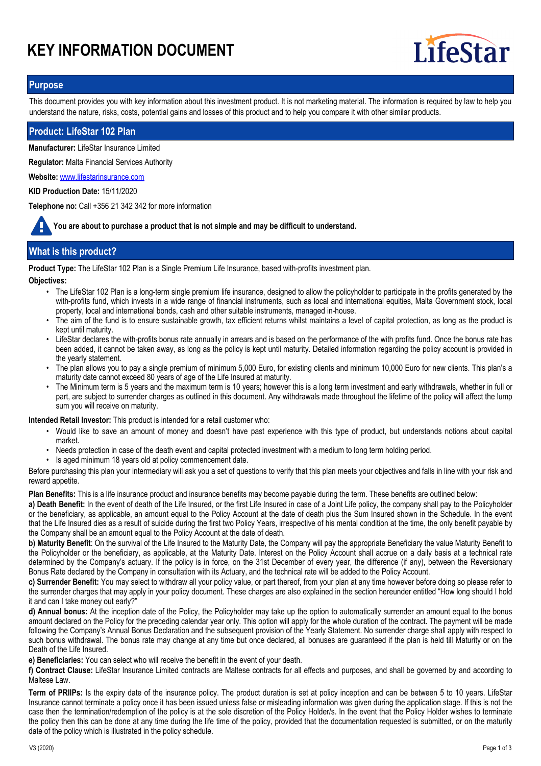# KEY INFORMATION DOCUMENT

## Purpose

This document provides you with key information about this investment product. It is not marketing material. The information is required by law to help you understand the nature, risks, costs, potential gains and losses of this product and to help you compare it with other similar products.

## Product: LifeStar 102 Plan

**Manufacturer:** LifeStar Insurance Limited

**Regulator:** Malta Financial Services Authority

**Website:** www.lifestarinsurance.com

**KID Production Date:** 15/11/2020

**Telephone no:** Call +356 21 342 342 for more information

**You are about to purchase a product that is not simple and may be difficult to understand.**

## What is this product?

**Product Type:** The LifeStar 102 Plan is a Single Premium Life Insurance, based with-profits investment plan.

**Objectives:**

- The LifeStar 102 Plan is a long-term single premium life insurance, designed to allow the policyholder to participate in the profits generated by the with-profits fund, which invests in a wide range of financial instruments, such as local and international equities, Malta Government stock, local property, local and international bonds, cash and other suitable instruments, managed in-house.
- The aim of the fund is to ensure sustainable growth, tax efficient returns whilst maintains a level of capital protection, as long as the product is kept until maturity.
- LifeStar declares the with-profits bonus rate annually in arrears and is based on the performance of the with profits fund. Once the bonus rate has been added, it cannot be taken away, as long as the policy is kept until maturity. Detailed information regarding the policy account is provided in the yearly statement.
- The plan allows you to pay a single premium of minimum 5,000 Euro, for existing clients and minimum 10,000 Euro for new clients. This plan's a maturity date cannot exceed 80 years of age of the Life Insured at maturity.
- The Minimum term is 5 years and the maximum term is 10 years; however this is a long term investment and early withdrawals, whether in full or part, are subject to surrender charges as outlined in this document. Any withdrawals made throughout the lifetime of the policy will affect the lump sum you will receive on maturity.

**Intended Retail Investor:** This product is intended for a retail customer who:

- Would like to save an amount of money and doesn't have past experience with this type of product, but understands notions about capital market.
- Needs protection in case of the death event and capital protected investment with a medium to long term holding period.
- Is aged minimum 18 years old at policy commencement date.

Before purchasing this plan your intermediary will ask you a set of questions to verify that this plan meets your objectives and falls in line with your risk and reward appetite.

**Plan Benefits:** This is a life insurance product and insurance benefits may become payable during the term. These benefits are outlined below:

**a) Death Benefit:** In the event of death of the Life Insured, or the first Life Insured in case of a Joint Life policy, the company shall pay to the Policyholder or the beneficiary, as applicable, an amount equal to the Policy Account at the date of death plus the Sum Insured shown in the Schedule. In the event that the Life Insured dies as a result of suicide during the first two Policy Years, irrespective of his mental condition at the time, the only benefit payable by the Company shall be an amount equal to the Policy Account at the date of death.

**b) Maturity Benefit**: On the survival of the Life Insured to the Maturity Date, the Company will pay the appropriate Beneficiary the value Maturity Benefit to the Policyholder or the beneficiary, as applicable, at the Maturity Date. Interest on the Policy Account shall accrue on a daily basis at a technical rate determined by the Company's actuary. If the policy is in force, on the 31st December of every year, the difference (if any), between the Reversionary Bonus Rate declared by the Company in consultation with its Actuary, and the technical rate will be added to the Policy Account.

**c) Surrender Benefit:** You may select to withdraw all your policy value, or part thereof, from your plan at any time however before doing so please refer to the surrender charges that may apply in your policy document. These charges are also explained in the section hereunder entitled "How long should I hold it and can I take money out early?"

**d) Annual bonus:** At the inception date of the Policy, the Policyholder may take up the option to automatically surrender an amount equal to the bonus amount declared on the Policy for the preceding calendar year only. This option will apply for the whole duration of the contract. The payment will be made following the Company's Annual Bonus Declaration and the subsequent provision of the Yearly Statement. No surrender charge shall apply with respect to such bonus withdrawal. The bonus rate may change at any time but once declared, all bonuses are guaranteed if the plan is held till Maturity or on the Death of the Life Insured.

**e) Beneficiaries:** You can select who will receive the benefit in the event of your death.

**f) Contract Clause:** LifeStar Insurance Limited contracts are Maltese contracts for all effects and purposes, and shall be governed by and according to Maltese Law.

**Term of PRIIPs:** Is the expiry date of the insurance policy. The product duration is set at policy inception and can be between 5 to 10 years. LifeStar Insurance cannot terminate a policy once it has been issued unless false or misleading information was given during the application stage. If this is not the case then the termination/redemption of the policy is at the sole discretion of the Policy Holder/s. In the event that the Policy Holder wishes to terminate the policy then this can be done at any time during the life time of the policy, provided that the documentation requested is submitted, or on the maturity date of the policy which is illustrated in the policy schedule.

V3 (2020)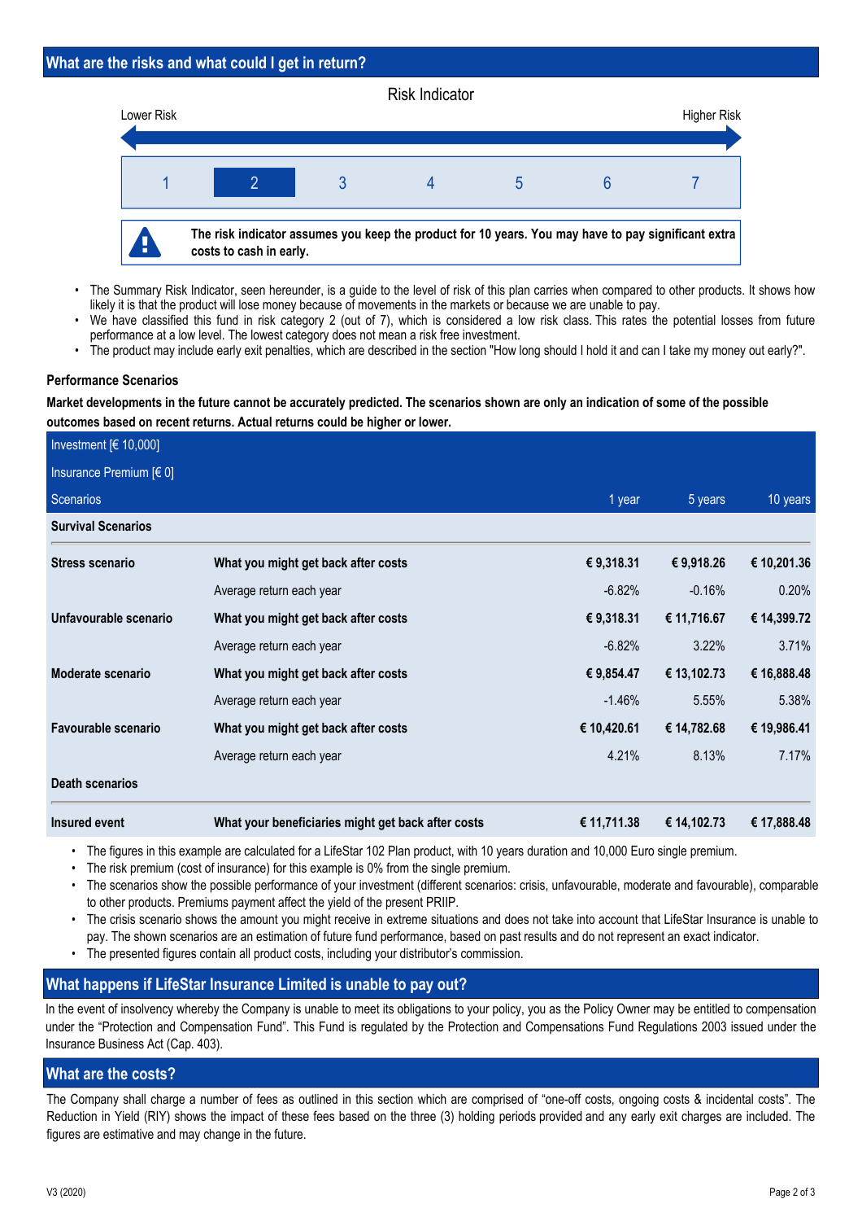## What are the risks and what could I get in return?

**Risk Indicator**

Lower Risk → Higher Risk

| 1 | **2** | 3 | 4 | 5 | 6 | 7 |
|---|---|---|---|---|---|---|

**The risk indicator assumes you keep the product for 10 years. You may have to pay significant extra costs to cash in early.**

- The Summary Risk Indicator, seen hereunder, is a guide to the level of risk of this plan carries when compared to other products. It shows how likely it is that the product will lose money because of movements in the markets or because we are unable to pay.
- We have classified this fund in risk category 2 (out of 7), which is considered a low risk class. This rates the potential losses from future performance at a low level. The lowest category does not mean a risk free investment.
- The product may include early exit penalties, which are described in the section "How long should I hold it and can I take my money out early?".

### Performance Scenarios

**Market developments in the future cannot be accurately predicted. The scenarios shown are only an indication of some of the possible outcomes based on recent returns. Actual returns could be higher or lower.**

| Investment [€ 10,000] | | | | |
|---|---|---|---|---|
| Insurance Premium [€ 0] | | | | |
| Scenarios | | 1 year | 5 years | 10 years |
| **Survival Scenarios** | | | | |
| **Stress scenario** | **What you might get back after costs** | **€ 9,318.31** | **€ 9,918.26** | **€ 10,201.36** |
| | Average return each year | -6.82% | -0.16% | 0.20% |
| **Unfavourable scenario** | **What you might get back after costs** | **€ 9,318.31** | **€ 11,716.67** | **€ 14,399.72** |
| | Average return each year | -6.82% | 3.22% | 3.71% |
| **Moderate scenario** | **What you might get back after costs** | **€ 9,854.47** | **€ 13,102.73** | **€ 16,888.48** |
| | Average return each year | -1.46% | 5.55% | 5.38% |
| **Favourable scenario** | **What you might get back after costs** | **€ 10,420.61** | **€ 14,782.68** | **€ 19,986.41** |
| | Average return each year | 4.21% | 8.13% | 7.17% |
| **Death scenarios** | | | | |
| **Insured event** | **What your beneficiaries might get back after costs** | **€ 11,711.38** | **€ 14,102.73** | **€ 17,888.48** |

- The figures in this example are calculated for a LifeStar 102 Plan product, with 10 years duration and 10,000 Euro single premium.
- The risk premium (cost of insurance) for this example is 0% from the single premium.
- The scenarios show the possible performance of your investment (different scenarios: crisis, unfavourable, moderate and favourable), comparable to other products. Premiums payment affect the yield of the present PRIIP.
- The crisis scenario shows the amount you might receive in extreme situations and does not take into account that LifeStar Insurance is unable to pay. The shown scenarios are an estimation of future fund performance, based on past results and do not represent an exact indicator.
- The presented figures contain all product costs, including your distributor's commission.

## What happens if LifeStar Insurance Limited is unable to pay out?

In the event of insolvency whereby the Company is unable to meet its obligations to your policy, you as the Policy Owner may be entitled to compensation under the "Protection and Compensation Fund". This Fund is regulated by the Protection and Compensations Fund Regulations 2003 issued under the Insurance Business Act (Cap. 403).

## What are the costs?

The Company shall charge a number of fees as outlined in this section which are comprised of "one-off costs, ongoing costs & incidental costs". The Reduction in Yield (RIY) shows the impact of these fees based on the three (3) holding periods provided and any early exit charges are included. The figures are estimative and may change in the future.

V3 (2020)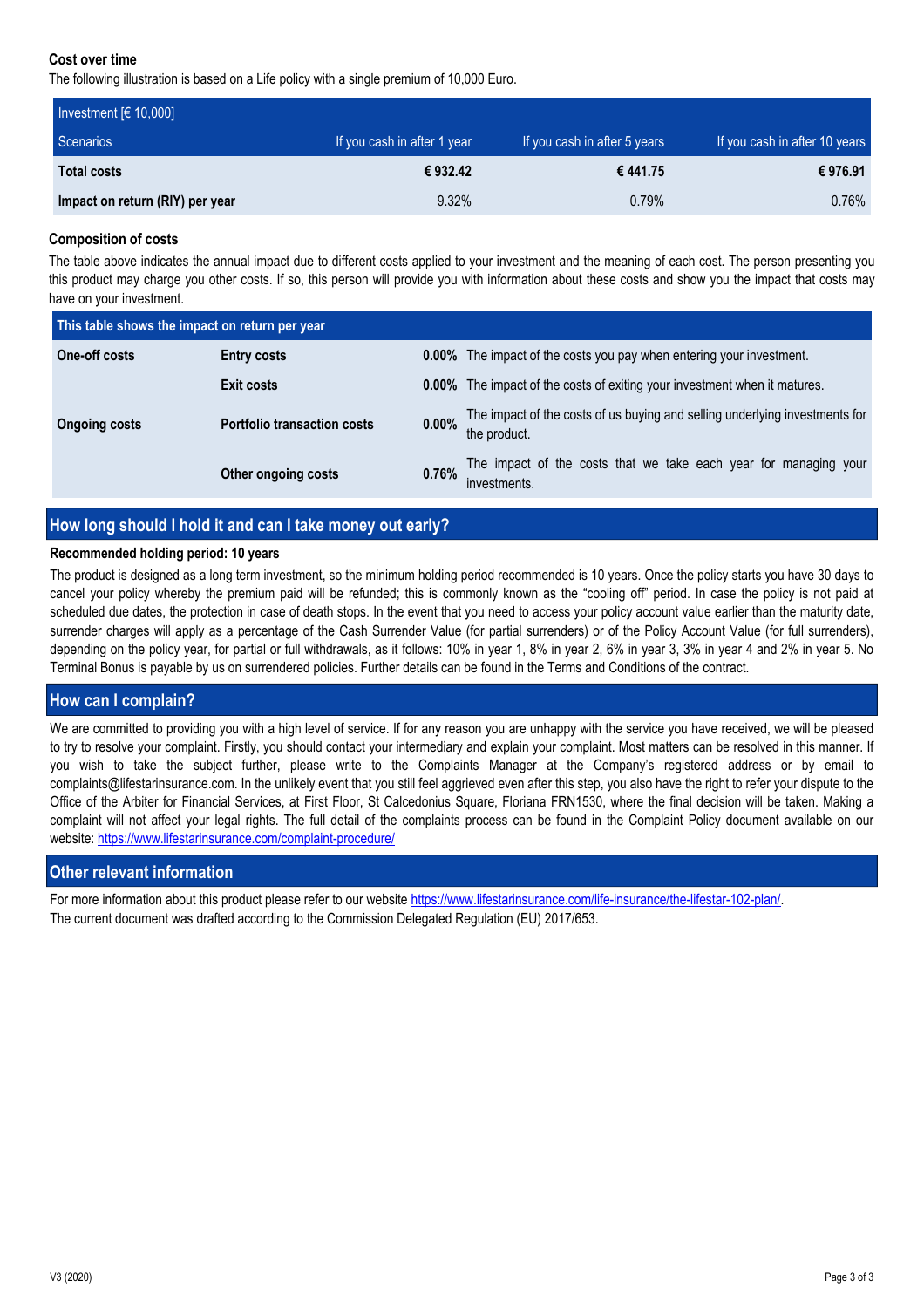**Cost over time**

The following illustration is based on a Life policy with a single premium of 10,000 Euro.

| Investment [€ 10,000] | | | |
|---|---|---|---|
| Scenarios | If you cash in after 1 year | If you cash in after 5 years | If you cash in after 10 years |
| **Total costs** | **€ 932.42** | **€ 441.75** | **€ 976.91** |
| **Impact on return (RIY) per year** | 9.32% | 0.79% | 0.76% |

**Composition of costs**

The table above indicates the annual impact due to different costs applied to your investment and the meaning of each cost. The person presenting you this product may charge you other costs. If so, this person will provide you with information about these costs and show you the impact that costs may have on your investment.

| This table shows the impact on return per year | | | |
|---|---|---|---|
| **One-off costs** | **Entry costs** | **0.00%** | The impact of the costs you pay when entering your investment. |
| | **Exit costs** | **0.00%** | The impact of the costs of exiting your investment when it matures. |
| **Ongoing costs** | **Portfolio transaction costs** | **0.00%** | The impact of the costs of us buying and selling underlying investments for the product. |
| | **Other ongoing costs** | **0.76%** | The impact of the costs that we take each year for managing your investments. |

## How long should I hold it and can I take money out early?

**Recommended holding period: 10 years**

The product is designed as a long term investment, so the minimum holding period recommended is 10 years. Once the policy starts you have 30 days to cancel your policy whereby the premium paid will be refunded; this is commonly known as the "cooling off" period. In case the policy is not paid at scheduled due dates, the protection in case of death stops. In the event that you need to access your policy account value earlier than the maturity date, surrender charges will apply as a percentage of the Cash Surrender Value (for partial surrenders) or of the Policy Account Value (for full surrenders), depending on the policy year, for partial or full withdrawals, as it follows: 10% in year 1, 8% in year 2, 6% in year 3, 3% in year 4 and 2% in year 5. No Terminal Bonus is payable by us on surrendered policies. Further details can be found in the Terms and Conditions of the contract.

## How can I complain?

We are committed to providing you with a high level of service. If for any reason you are unhappy with the service you have received, we will be pleased to try to resolve your complaint. Firstly, you should contact your intermediary and explain your complaint. Most matters can be resolved in this manner. If you wish to take the subject further, please write to the Complaints Manager at the Company's registered address or by email to complaints@lifestarinsurance.com. In the unlikely event that you still feel aggrieved even after this step, you also have the right to refer your dispute to the Office of the Arbiter for Financial Services, at First Floor, St Calcedonius Square, Floriana FRN1530, where the final decision will be taken. Making a complaint will not affect your legal rights. The full detail of the complaints process can be found in the Complaint Policy document available on our website: https://www.lifestarinsurance.com/complaint-procedure/

## Other relevant information

For more information about this product please refer to our website https://www.lifestarinsurance.com/life-insurance/the-lifestar-102-plan/.
The current document was drafted according to the Commission Delegated Regulation (EU) 2017/653.

V3 (2020)